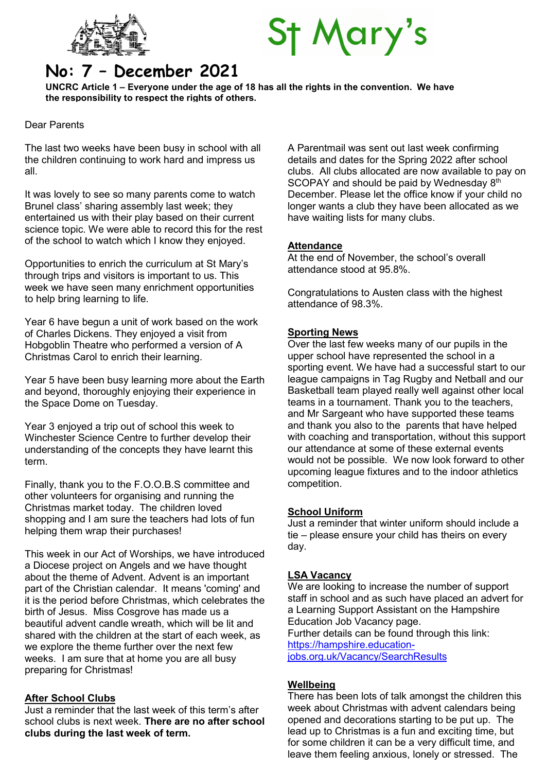# St Mary's

## No: 7 – December 2021

**UNCRC Article 1 – Everyone under the age of 18 has all the rights in the convention. We have the responsibility to respect the rights of others.**

Dear Parents

The last two weeks have been busy in school with all the children continuing to work hard and impress us all.

It was lovely to see so many parents come to watch Brunel class' sharing assembly last week; they entertained us with their play based on their current science topic. We were able to record this for the rest of the school to watch which I know they enjoyed.

Opportunities to enrich the curriculum at St Mary's through trips and visitors is important to us. This week we have seen many enrichment opportunities to help bring learning to life.

Year 6 have begun a unit of work based on the work of Charles Dickens. They enjoyed a visit from Hobgoblin Theatre who performed a version of A Christmas Carol to enrich their learning.

Year 5 have been busy learning more about the Earth and beyond, thoroughly enjoying their experience in the Space Dome on Tuesday.

Year 3 enjoyed a trip out of school this week to Winchester Science Centre to further develop their understanding of the concepts they have learnt this term.

Finally, thank you to the F.O.O.B.S committee and other volunteers for organising and running the Christmas market today. The children loved shopping and I am sure the teachers had lots of fun helping them wrap their purchases!

This week in our Act of Worships, we have introduced a Diocese project on Angels and we have thought about the theme of Advent. Advent is an important part of the Christian calendar. It means 'coming' and it is the period before Christmas, which celebrates the birth of Jesus. Miss Cosgrove has made us a beautiful advent candle wreath, which will be lit and shared with the children at the start of each week, as we explore the theme further over the next few weeks. I am sure that at home you are all busy preparing for Christmas!

### After School Clubs

Just a reminder that the last week of this term's after school clubs is next week. **There are no after school clubs during the last week of term.**

A Parentmail was sent out last week confirming details and dates for the Spring 2022 after school clubs. All clubs allocated are now available to pay on SCOPAY and should be paid by Wednesday 8th December. Please let the office know if your child no longer wants a club they have been allocated as we have waiting lists for many clubs.

### Attendance

At the end of November, the school's overall attendance stood at 95.8%.

Congratulations to Austen class with the highest attendance of 98.3%.

### Sporting News

Over the last few weeks many of our pupils in the upper school have represented the school in a sporting event. We have had a successful start to our league campaigns in Tag Rugby and Netball and our Basketball team played really well against other local teams in a tournament. Thank you to the teachers, and Mr Sargeant who have supported these teams and thank you also to the parents that have helped with coaching and transportation, without this support our attendance at some of these external events would not be possible. We now look forward to other upcoming league fixtures and to the indoor athletics competition.

### School Uniform

Just a reminder that winter uniform should include a tie – please ensure your child has theirs on every day.

### LSA Vacancy

We are looking to increase the number of support staff in school and as such have placed an advert for a Learning Support Assistant on the Hampshire Education Job Vacancy page.
Further details can be found through this link: [https://hampshire.education-jobs.org.uk/Vacancy/SearchResults](https://hampshire.education-jobs.org.uk/Vacancy/SearchResults)

### Wellbeing

There has been lots of talk amongst the children this week about Christmas with advent calendars being opened and decorations starting to be put up. The lead up to Christmas is a fun and exciting time, but for some children it can be a very difficult time, and leave them feeling anxious, lonely or stressed. The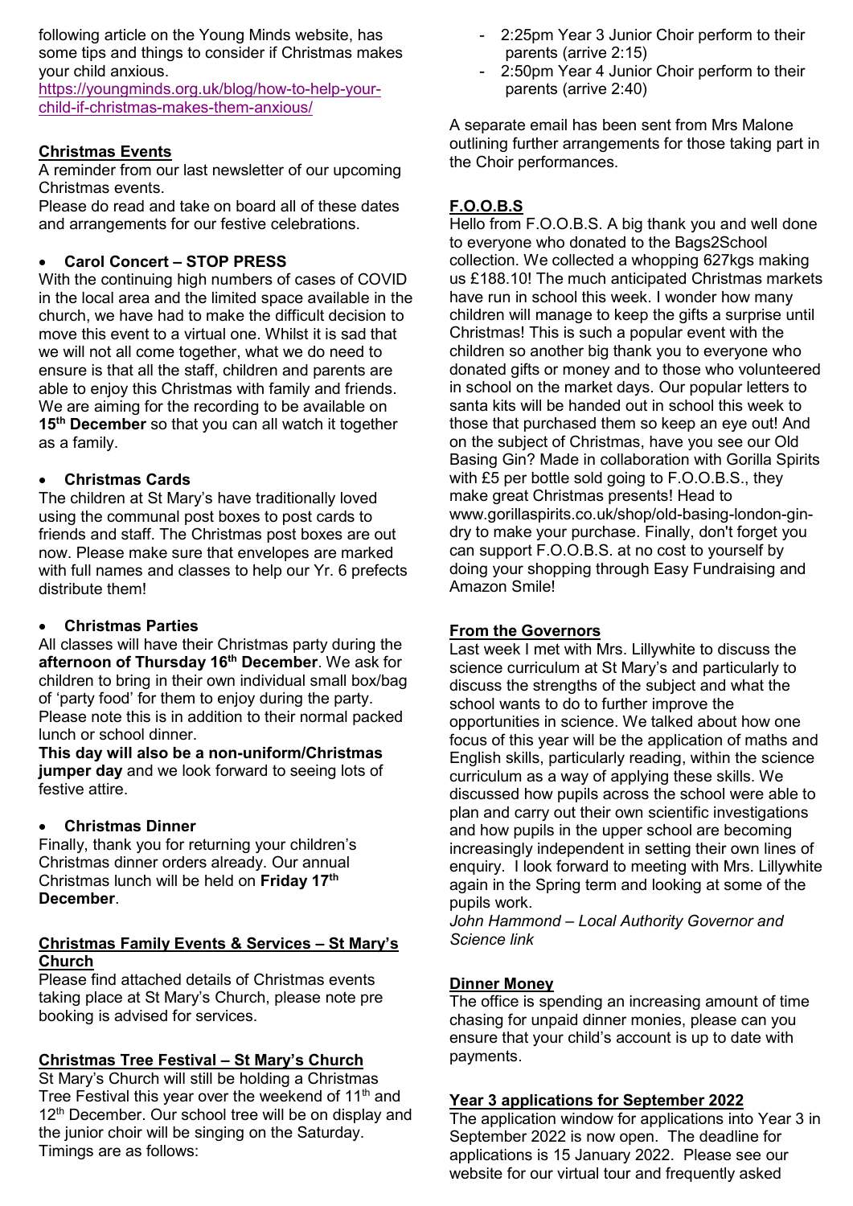following article on the Young Minds website, has some tips and things to consider if Christmas makes your child anxious.
https://youngminds.org.uk/blog/how-to-help-your-child-if-christmas-makes-them-anxious/

## Christmas Events

A reminder from our last newsletter of our upcoming Christmas events.
Please do read and take on board all of these dates and arrangements for our festive celebrations.

- **Carol Concert – STOP PRESS**

With the continuing high numbers of cases of COVID in the local area and the limited space available in the church, we have had to make the difficult decision to move this event to a virtual one. Whilst it is sad that we will not all come together, what we do need to ensure is that all the staff, children and parents are able to enjoy this Christmas with family and friends. We are aiming for the recording to be available on **15th December** so that you can all watch it together as a family.

- **Christmas Cards**

The children at St Mary's have traditionally loved using the communal post boxes to post cards to friends and staff. The Christmas post boxes are out now. Please make sure that envelopes are marked with full names and classes to help our Yr. 6 prefects distribute them!

- **Christmas Parties**

All classes will have their Christmas party during the **afternoon of Thursday 16th December**. We ask for children to bring in their own individual small box/bag of 'party food' for them to enjoy during the party. Please note this is in addition to their normal packed lunch or school dinner.
**This day will also be a non-uniform/Christmas jumper day** and we look forward to seeing lots of festive attire.

- **Christmas Dinner**

Finally, thank you for returning your children's Christmas dinner orders already. Our annual Christmas lunch will be held on **Friday 17th December**.

## Christmas Family Events & Services – St Mary's Church

Please find attached details of Christmas events taking place at St Mary's Church, please note pre booking is advised for services.

## Christmas Tree Festival – St Mary's Church

St Mary's Church will still be holding a Christmas Tree Festival this year over the weekend of 11th and 12th December. Our school tree will be on display and the junior choir will be singing on the Saturday. Timings are as follows:

- 2:25pm Year 3 Junior Choir perform to their parents (arrive 2:15)
- 2:50pm Year 4 Junior Choir perform to their parents (arrive 2:40)

A separate email has been sent from Mrs Malone outlining further arrangements for those taking part in the Choir performances.

## F.O.O.B.S

Hello from F.O.O.B.S. A big thank you and well done to everyone who donated to the Bags2School collection. We collected a whopping 627kgs making us £188.10! The much anticipated Christmas markets have run in school this week. I wonder how many children will manage to keep the gifts a surprise until Christmas! This is such a popular event with the children so another big thank you to everyone who donated gifts or money and to those who volunteered in school on the market days. Our popular letters to santa kits will be handed out in school this week to those that purchased them so keep an eye out! And on the subject of Christmas, have you see our Old Basing Gin? Made in collaboration with Gorilla Spirits with £5 per bottle sold going to F.O.O.B.S., they make great Christmas presents! Head to www.gorillaspirits.co.uk/shop/old-basing-london-gin-dry to make your purchase. Finally, don't forget you can support F.O.O.B.S. at no cost to yourself by doing your shopping through Easy Fundraising and Amazon Smile!

## From the Governors

Last week I met with Mrs. Lillywhite to discuss the science curriculum at St Mary's and particularly to discuss the strengths of the subject and what the school wants to do to further improve the opportunities in science. We talked about how one focus of this year will be the application of maths and English skills, particularly reading, within the science curriculum as a way of applying these skills. We discussed how pupils across the school were able to plan and carry out their own scientific investigations and how pupils in the upper school are becoming increasingly independent in setting their own lines of enquiry. I look forward to meeting with Mrs. Lillywhite again in the Spring term and looking at some of the pupils work.
*John Hammond – Local Authority Governor and Science link*

## Dinner Money

The office is spending an increasing amount of time chasing for unpaid dinner monies, please can you ensure that your child's account is up to date with payments.

## Year 3 applications for September 2022

The application window for applications into Year 3 in September 2022 is now open. The deadline for applications is 15 January 2022. Please see our website for our virtual tour and frequently asked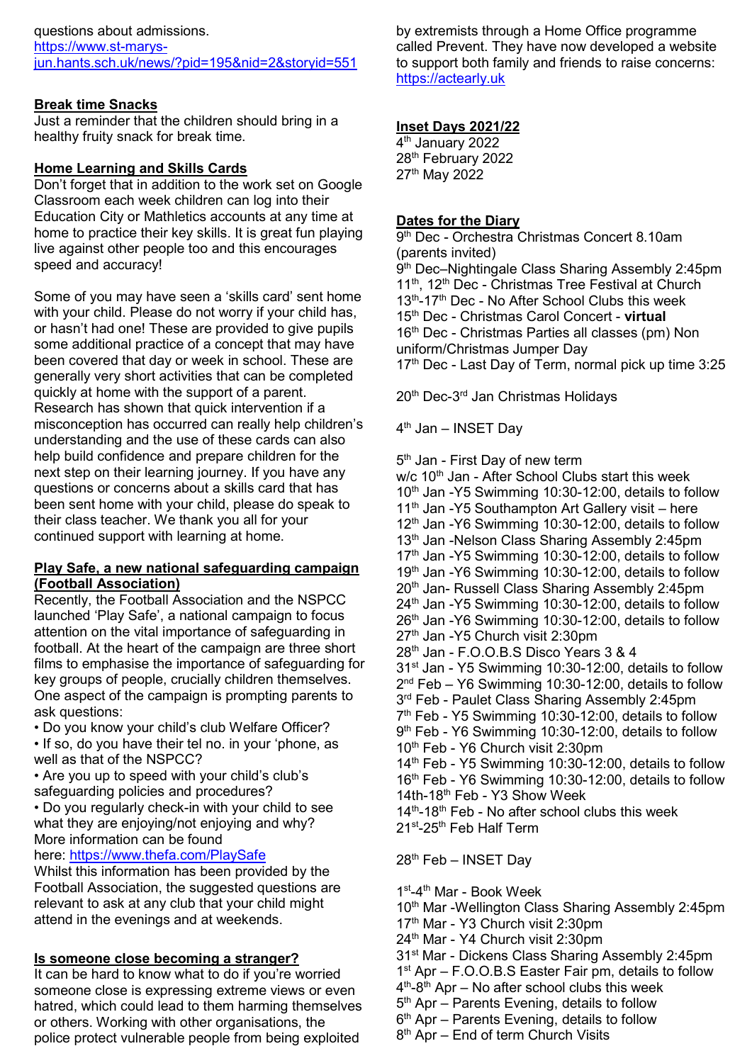questions about admissions.
https://www.st-marys-jun.hants.sch.uk/news/?pid=195&nid=2&storyid=551

**Break time Snacks**

Just a reminder that the children should bring in a healthy fruity snack for break time.

**Home Learning and Skills Cards**

Don't forget that in addition to the work set on Google Classroom each week children can log into their Education City or Mathletics accounts at any time at home to practice their key skills. It is great fun playing live against other people too and this encourages speed and accuracy!

Some of you may have seen a 'skills card' sent home with your child. Please do not worry if your child has, or hasn't had one! These are provided to give pupils some additional practice of a concept that may have been covered that day or week in school. These are generally very short activities that can be completed quickly at home with the support of a parent. Research has shown that quick intervention if a misconception has occurred can really help children's understanding and the use of these cards can also help build confidence and prepare children for the next step on their learning journey. If you have any questions or concerns about a skills card that has been sent home with your child, please do speak to their class teacher. We thank you all for your continued support with learning at home.

**Play Safe, a new national safeguarding campaign (Football Association)**

Recently, the Football Association and the NSPCC launched 'Play Safe', a national campaign to focus attention on the vital importance of safeguarding in football. At the heart of the campaign are three short films to emphasise the importance of safeguarding for key groups of people, crucially children themselves. One aspect of the campaign is prompting parents to ask questions:

- Do you know your child's club Welfare Officer?
- If so, do you have their tel no. in your 'phone, as well as that of the NSPCC?
- Are you up to speed with your child's club's safeguarding policies and procedures?
- Do you regularly check-in with your child to see what they are enjoying/not enjoying and why?

More information can be found here: https://www.thefa.com/PlaySafe

Whilst this information has been provided by the Football Association, the suggested questions are relevant to ask at any club that your child might attend in the evenings and at weekends.

**Is someone close becoming a stranger?**

It can be hard to know what to do if you're worried someone close is expressing extreme views or even hatred, which could lead to them harming themselves or others. Working with other organisations, the police protect vulnerable people from being exploited by extremists through a Home Office programme called Prevent. They have now developed a website to support both family and friends to raise concerns: https://actearly.uk

**Inset Days 2021/22**

4th January 2022
28th February 2022
27th May 2022

**Dates for the Diary**

9th Dec - Orchestra Christmas Concert 8.10am (parents invited)
9th Dec–Nightingale Class Sharing Assembly 2:45pm
11th, 12th Dec - Christmas Tree Festival at Church
13th-17th Dec - No After School Clubs this week
15th Dec - Christmas Carol Concert - **virtual**
16th Dec - Christmas Parties all classes (pm) Non uniform/Christmas Jumper Day
17th Dec - Last Day of Term, normal pick up time 3:25

20th Dec-3rd Jan Christmas Holidays

4th Jan – INSET Day

5th Jan - First Day of new term
w/c 10th Jan - After School Clubs start this week
10th Jan -Y5 Swimming 10:30-12:00, details to follow
11th Jan -Y5 Southampton Art Gallery visit – here
12th Jan -Y6 Swimming 10:30-12:00, details to follow
13th Jan -Nelson Class Sharing Assembly 2:45pm
17th Jan -Y5 Swimming 10:30-12:00, details to follow
19th Jan -Y6 Swimming 10:30-12:00, details to follow
20th Jan- Russell Class Sharing Assembly 2:45pm
24th Jan -Y5 Swimming 10:30-12:00, details to follow
26th Jan -Y6 Swimming 10:30-12:00, details to follow
27th Jan -Y5 Church visit 2:30pm
28th Jan - F.O.O.B.S Disco Years 3 & 4
31st Jan - Y5 Swimming 10:30-12:00, details to follow
2nd Feb – Y6 Swimming 10:30-12:00, details to follow
3rd Feb - Paulet Class Sharing Assembly 2:45pm
7th Feb - Y5 Swimming 10:30-12:00, details to follow
9th Feb - Y6 Swimming 10:30-12:00, details to follow
10th Feb - Y6 Church visit 2:30pm
14th Feb - Y5 Swimming 10:30-12:00, details to follow
16th Feb - Y6 Swimming 10:30-12:00, details to follow
14th-18th Feb - Y3 Show Week
14th-18th Feb - No after school clubs this week
21st-25th Feb Half Term

28th Feb – INSET Day

1st-4th Mar - Book Week
10th Mar -Wellington Class Sharing Assembly 2:45pm
17th Mar - Y3 Church visit 2:30pm
24th Mar - Y4 Church visit 2:30pm
31st Mar - Dickens Class Sharing Assembly 2:45pm
1st Apr – F.O.O.B.S Easter Fair pm, details to follow
4th-8th Apr – No after school clubs this week
5th Apr – Parents Evening, details to follow
6th Apr – Parents Evening, details to follow
8th Apr – End of term Church Visits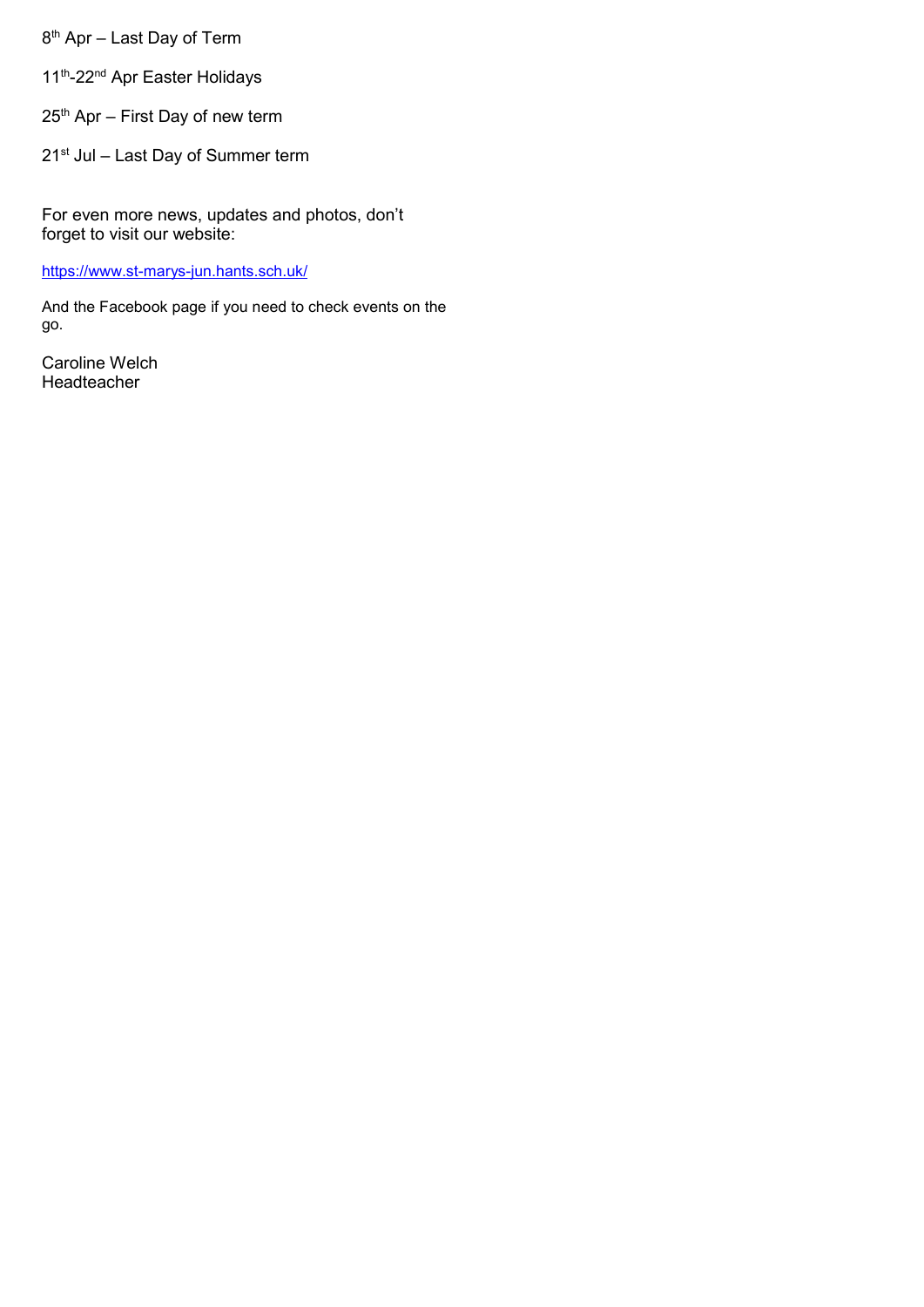8th Apr – Last Day of Term

11th-22nd Apr Easter Holidays

25th Apr – First Day of new term

21st Jul – Last Day of Summer term

For even more news, updates and photos, don't forget to visit our website:

https://www.st-marys-jun.hants.sch.uk/

And the Facebook page if you need to check events on the go.

Caroline Welch
Headteacher